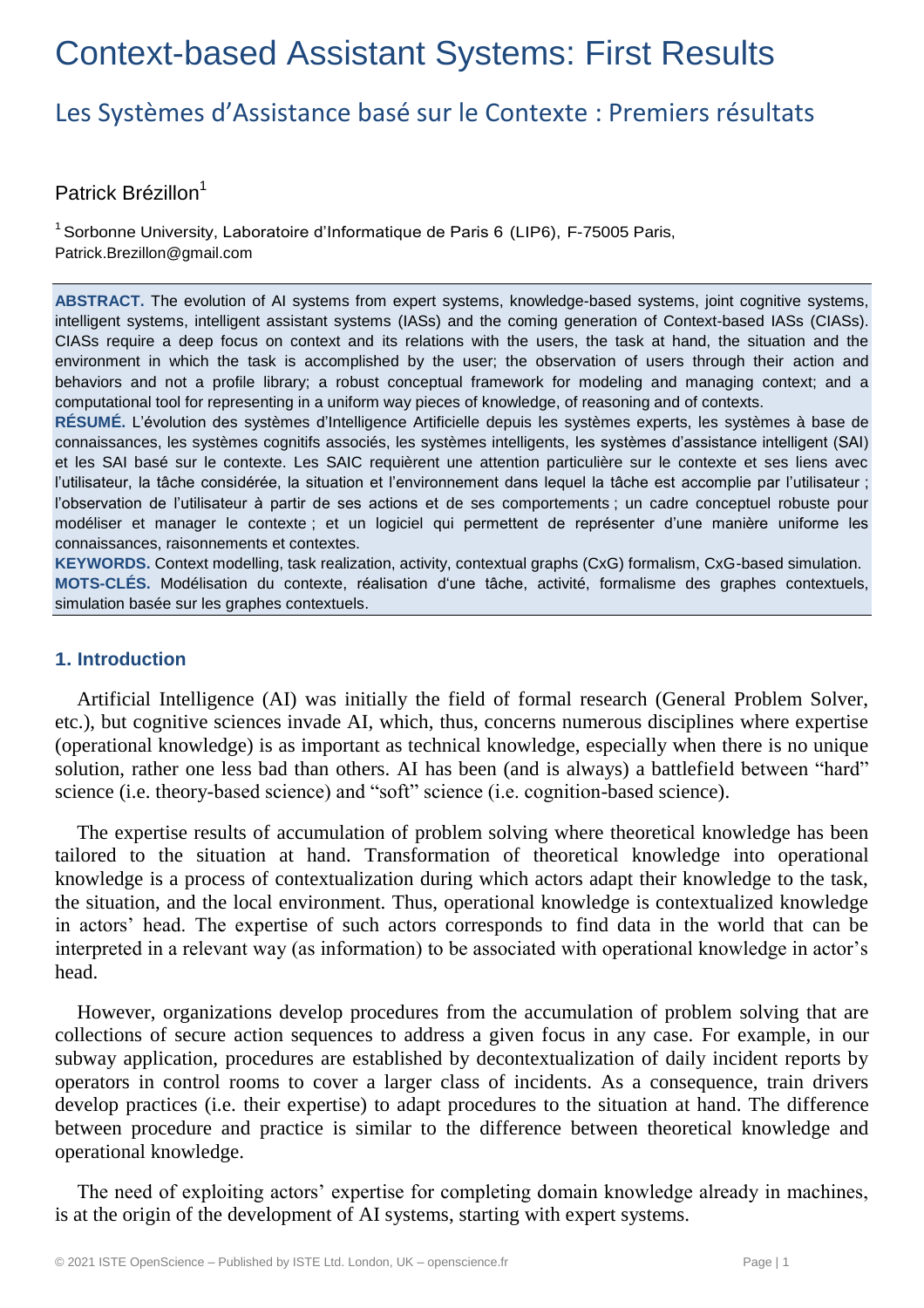# Context-based Assistant Systems: First Results

## Les Systèmes d'Assistance basé sur le Contexte : Premiers résultats

Patrick Brézillon[1]

[1] Sorbonne University, Laboratoire d'Informatique de Paris 6 (LIP6), F-75005 Paris, Patrick.Brezillon@gmail.com

**ABSTRACT.** The evolution of AI systems from expert systems, knowledge-based systems, joint cognitive systems, intelligent systems, intelligent assistant systems (IASs) and the coming generation of Context-based IASs (CIASs). CIASs require a deep focus on context and its relations with the users, the task at hand, the situation and the environment in which the task is accomplished by the user; the observation of users through their action and behaviors and not a profile library; a robust conceptual framework for modeling and managing context; and a computational tool for representing in a uniform way pieces of knowledge, of reasoning and of contexts.

**RÉSUMÉ.** L'évolution des systèmes d'Intelligence Artificielle depuis les systèmes experts, les systèmes à base de connaissances, les systèmes cognitifs associés, les systèmes intelligents, les systèmes d'assistance intelligent (SAI) et les SAI basé sur le contexte. Les SAIC requièrent une attention particulière sur le contexte et ses liens avec l'utilisateur, la tâche considérée, la situation et l'environnement dans lequel la tâche est accomplie par l'utilisateur ; l'observation de l'utilisateur à partir de ses actions et de ses comportements ; un cadre conceptuel robuste pour modéliser et manager le contexte ; et un logiciel qui permettent de représenter d'une manière uniforme les connaissances, raisonnements et contextes.

**KEYWORDS.** Context modelling, task realization, activity, contextual graphs (CxG) formalism, CxG-based simulation.

**MOTS-CLÉS.** Modélisation du contexte, réalisation d'une tâche, activité, formalisme des graphes contextuels, simulation basée sur les graphes contextuels.

## 1. Introduction

Artificial Intelligence (AI) was initially the field of formal research (General Problem Solver, etc.), but cognitive sciences invade AI, which, thus, concerns numerous disciplines where expertise (operational knowledge) is as important as technical knowledge, especially when there is no unique solution, rather one less bad than others. AI has been (and is always) a battlefield between "hard" science (i.e. theory-based science) and "soft" science (i.e. cognition-based science).

The expertise results of accumulation of problem solving where theoretical knowledge has been tailored to the situation at hand. Transformation of theoretical knowledge into operational knowledge is a process of contextualization during which actors adapt their knowledge to the task, the situation, and the local environment. Thus, operational knowledge is contextualized knowledge in actors' head. The expertise of such actors corresponds to find data in the world that can be interpreted in a relevant way (as information) to be associated with operational knowledge in actor's head.

However, organizations develop procedures from the accumulation of problem solving that are collections of secure action sequences to address a given focus in any case. For example, in our subway application, procedures are established by decontextualization of daily incident reports by operators in control rooms to cover a larger class of incidents. As a consequence, train drivers develop practices (i.e. their expertise) to adapt procedures to the situation at hand. The difference between procedure and practice is similar to the difference between theoretical knowledge and operational knowledge.

The need of exploiting actors' expertise for completing domain knowledge already in machines, is at the origin of the development of AI systems, starting with expert systems.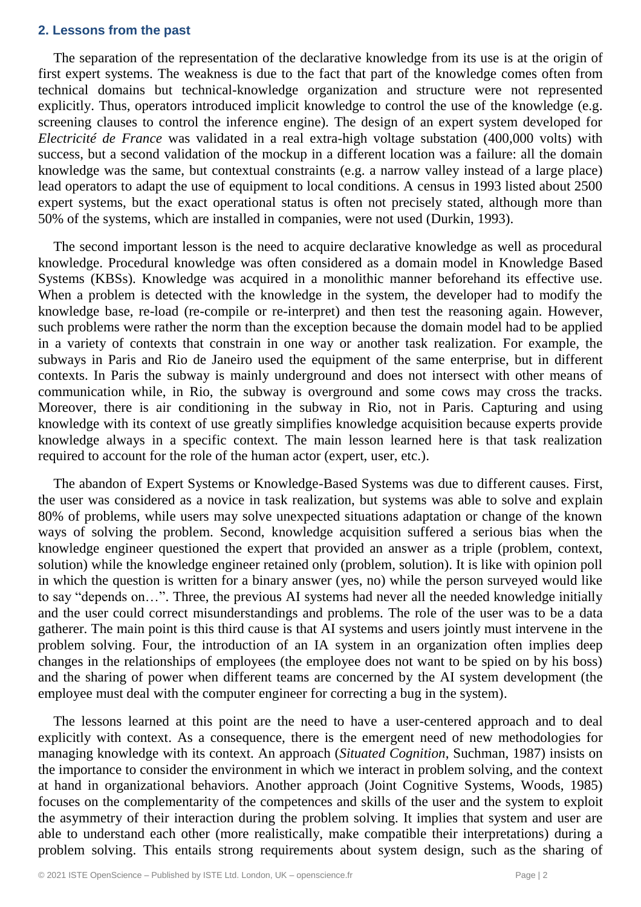## 2. Lessons from the past

The separation of the representation of the declarative knowledge from its use is at the origin of first expert systems. The weakness is due to the fact that part of the knowledge comes often from technical domains but technical-knowledge organization and structure were not represented explicitly. Thus, operators introduced implicit knowledge to control the use of the knowledge (e.g. screening clauses to control the inference engine). The design of an expert system developed for *Electricité de France* was validated in a real extra-high voltage substation (400,000 volts) with success, but a second validation of the mockup in a different location was a failure: all the domain knowledge was the same, but contextual constraints (e.g. a narrow valley instead of a large place) lead operators to adapt the use of equipment to local conditions. A census in 1993 listed about 2500 expert systems, but the exact operational status is often not precisely stated, although more than 50% of the systems, which are installed in companies, were not used (Durkin, 1993).

The second important lesson is the need to acquire declarative knowledge as well as procedural knowledge. Procedural knowledge was often considered as a domain model in Knowledge Based Systems (KBSs). Knowledge was acquired in a monolithic manner beforehand its effective use. When a problem is detected with the knowledge in the system, the developer had to modify the knowledge base, re-load (re-compile or re-interpret) and then test the reasoning again. However, such problems were rather the norm than the exception because the domain model had to be applied in a variety of contexts that constrain in one way or another task realization. For example, the subways in Paris and Rio de Janeiro used the equipment of the same enterprise, but in different contexts. In Paris the subway is mainly underground and does not intersect with other means of communication while, in Rio, the subway is overground and some cows may cross the tracks. Moreover, there is air conditioning in the subway in Rio, not in Paris. Capturing and using knowledge with its context of use greatly simplifies knowledge acquisition because experts provide knowledge always in a specific context. The main lesson learned here is that task realization required to account for the role of the human actor (expert, user, etc.).

The abandon of Expert Systems or Knowledge-Based Systems was due to different causes. First, the user was considered as a novice in task realization, but systems was able to solve and explain 80% of problems, while users may solve unexpected situations adaptation or change of the known ways of solving the problem. Second, knowledge acquisition suffered a serious bias when the knowledge engineer questioned the expert that provided an answer as a triple (problem, context, solution) while the knowledge engineer retained only (problem, solution). It is like with opinion poll in which the question is written for a binary answer (yes, no) while the person surveyed would like to say "depends on…". Three, the previous AI systems had never all the needed knowledge initially and the user could correct misunderstandings and problems. The role of the user was to be a data gatherer. The main point is this third cause is that AI systems and users jointly must intervene in the problem solving. Four, the introduction of an IA system in an organization often implies deep changes in the relationships of employees (the employee does not want to be spied on by his boss) and the sharing of power when different teams are concerned by the AI system development (the employee must deal with the computer engineer for correcting a bug in the system).

The lessons learned at this point are the need to have a user-centered approach and to deal explicitly with context. As a consequence, there is the emergent need of new methodologies for managing knowledge with its context. An approach (*Situated Cognition*, Suchman, 1987) insists on the importance to consider the environment in which we interact in problem solving, and the context at hand in organizational behaviors. Another approach (Joint Cognitive Systems, Woods, 1985) focuses on the complementarity of the competences and skills of the user and the system to exploit the asymmetry of their interaction during the problem solving. It implies that system and user are able to understand each other (more realistically, make compatible their interpretations) during a problem solving. This entails strong requirements about system design, such as the sharing of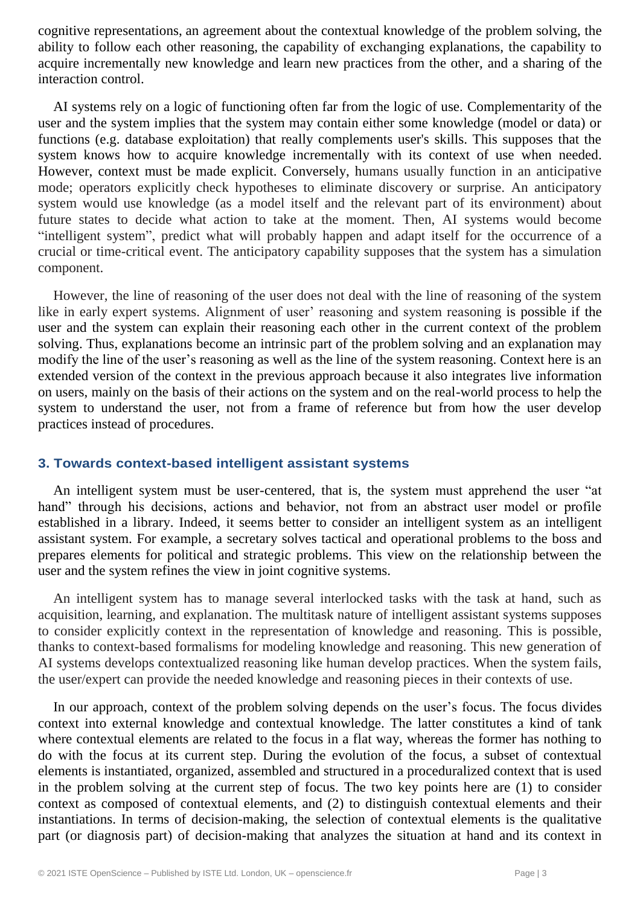cognitive representations, an agreement about the contextual knowledge of the problem solving, the ability to follow each other reasoning, the capability of exchanging explanations, the capability to acquire incrementally new knowledge and learn new practices from the other, and a sharing of the interaction control.

AI systems rely on a logic of functioning often far from the logic of use. Complementarity of the user and the system implies that the system may contain either some knowledge (model or data) or functions (e.g. database exploitation) that really complements user's skills. This supposes that the system knows how to acquire knowledge incrementally with its context of use when needed. However, context must be made explicit. Conversely, humans usually function in an anticipative mode; operators explicitly check hypotheses to eliminate discovery or surprise. An anticipatory system would use knowledge (as a model itself and the relevant part of its environment) about future states to decide what action to take at the moment. Then, AI systems would become "intelligent system", predict what will probably happen and adapt itself for the occurrence of a crucial or time-critical event. The anticipatory capability supposes that the system has a simulation component.

However, the line of reasoning of the user does not deal with the line of reasoning of the system like in early expert systems. Alignment of user' reasoning and system reasoning is possible if the user and the system can explain their reasoning each other in the current context of the problem solving. Thus, explanations become an intrinsic part of the problem solving and an explanation may modify the line of the user's reasoning as well as the line of the system reasoning. Context here is an extended version of the context in the previous approach because it also integrates live information on users, mainly on the basis of their actions on the system and on the real-world process to help the system to understand the user, not from a frame of reference but from how the user develop practices instead of procedures.

## 3. Towards context-based intelligent assistant systems

An intelligent system must be user-centered, that is, the system must apprehend the user "at hand" through his decisions, actions and behavior, not from an abstract user model or profile established in a library. Indeed, it seems better to consider an intelligent system as an intelligent assistant system. For example, a secretary solves tactical and operational problems to the boss and prepares elements for political and strategic problems. This view on the relationship between the user and the system refines the view in joint cognitive systems.

An intelligent system has to manage several interlocked tasks with the task at hand, such as acquisition, learning, and explanation. The multitask nature of intelligent assistant systems supposes to consider explicitly context in the representation of knowledge and reasoning. This is possible, thanks to context-based formalisms for modeling knowledge and reasoning. This new generation of AI systems develops contextualized reasoning like human develop practices. When the system fails, the user/expert can provide the needed knowledge and reasoning pieces in their contexts of use.

In our approach, context of the problem solving depends on the user's focus. The focus divides context into external knowledge and contextual knowledge. The latter constitutes a kind of tank where contextual elements are related to the focus in a flat way, whereas the former has nothing to do with the focus at its current step. During the evolution of the focus, a subset of contextual elements is instantiated, organized, assembled and structured in a proceduralized context that is used in the problem solving at the current step of focus. The two key points here are (1) to consider context as composed of contextual elements, and (2) to distinguish contextual elements and their instantiations. In terms of decision-making, the selection of contextual elements is the qualitative part (or diagnosis part) of decision-making that analyzes the situation at hand and its context in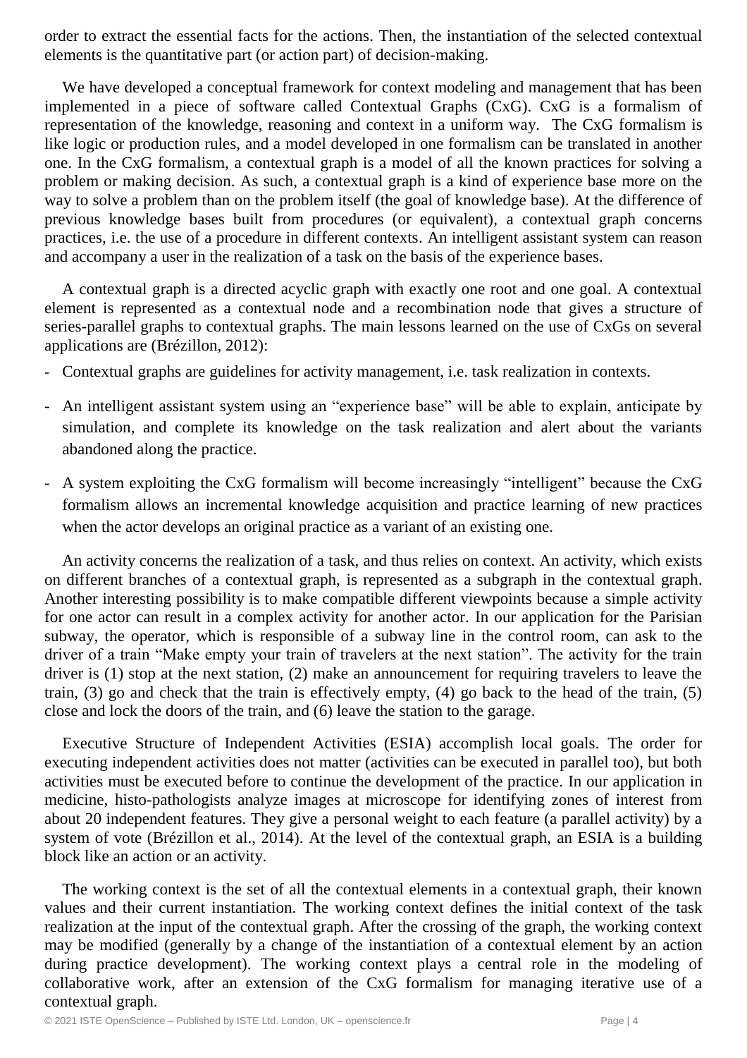order to extract the essential facts for the actions. Then, the instantiation of the selected contextual elements is the quantitative part (or action part) of decision-making.

We have developed a conceptual framework for context modeling and management that has been implemented in a piece of software called Contextual Graphs (CxG). CxG is a formalism of representation of the knowledge, reasoning and context in a uniform way. The CxG formalism is like logic or production rules, and a model developed in one formalism can be translated in another one. In the CxG formalism, a contextual graph is a model of all the known practices for solving a problem or making decision. As such, a contextual graph is a kind of experience base more on the way to solve a problem than on the problem itself (the goal of knowledge base). At the difference of previous knowledge bases built from procedures (or equivalent), a contextual graph concerns practices, i.e. the use of a procedure in different contexts. An intelligent assistant system can reason and accompany a user in the realization of a task on the basis of the experience bases.

A contextual graph is a directed acyclic graph with exactly one root and one goal. A contextual element is represented as a contextual node and a recombination node that gives a structure of series-parallel graphs to contextual graphs. The main lessons learned on the use of CxGs on several applications are (Brézillon, 2012):

- Contextual graphs are guidelines for activity management, i.e. task realization in contexts.
- An intelligent assistant system using an "experience base" will be able to explain, anticipate by simulation, and complete its knowledge on the task realization and alert about the variants abandoned along the practice.
- A system exploiting the CxG formalism will become increasingly "intelligent" because the CxG formalism allows an incremental knowledge acquisition and practice learning of new practices when the actor develops an original practice as a variant of an existing one.

An activity concerns the realization of a task, and thus relies on context. An activity, which exists on different branches of a contextual graph, is represented as a subgraph in the contextual graph. Another interesting possibility is to make compatible different viewpoints because a simple activity for one actor can result in a complex activity for another actor. In our application for the Parisian subway, the operator, which is responsible of a subway line in the control room, can ask to the driver of a train "Make empty your train of travelers at the next station". The activity for the train driver is (1) stop at the next station, (2) make an announcement for requiring travelers to leave the train, (3) go and check that the train is effectively empty, (4) go back to the head of the train, (5) close and lock the doors of the train, and (6) leave the station to the garage.

Executive Structure of Independent Activities (ESIA) accomplish local goals. The order for executing independent activities does not matter (activities can be executed in parallel too), but both activities must be executed before to continue the development of the practice. In our application in medicine, histo-pathologists analyze images at microscope for identifying zones of interest from about 20 independent features. They give a personal weight to each feature (a parallel activity) by a system of vote (Brézillon et al., 2014). At the level of the contextual graph, an ESIA is a building block like an action or an activity.

The working context is the set of all the contextual elements in a contextual graph, their known values and their current instantiation. The working context defines the initial context of the task realization at the input of the contextual graph. After the crossing of the graph, the working context may be modified (generally by a change of the instantiation of a contextual element by an action during practice development). The working context plays a central role in the modeling of collaborative work, after an extension of the CxG formalism for managing iterative use of a contextual graph.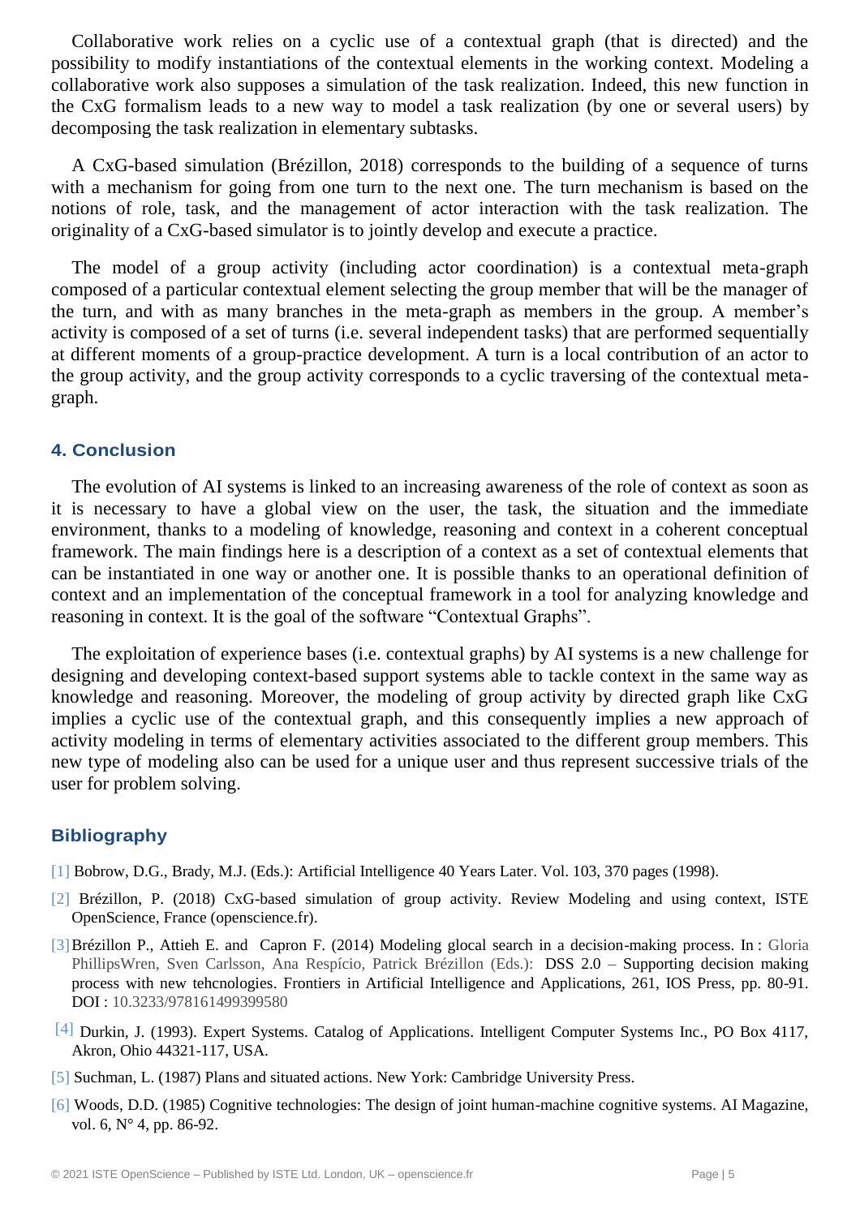Collaborative work relies on a cyclic use of a contextual graph (that is directed) and the possibility to modify instantiations of the contextual elements in the working context. Modeling a collaborative work also supposes a simulation of the task realization. Indeed, this new function in the CxG formalism leads to a new way to model a task realization (by one or several users) by decomposing the task realization in elementary subtasks.

A CxG-based simulation (Brézillon, 2018) corresponds to the building of a sequence of turns with a mechanism for going from one turn to the next one. The turn mechanism is based on the notions of role, task, and the management of actor interaction with the task realization. The originality of a CxG-based simulator is to jointly develop and execute a practice.

The model of a group activity (including actor coordination) is a contextual meta-graph composed of a particular contextual element selecting the group member that will be the manager of the turn, and with as many branches in the meta-graph as members in the group. A member's activity is composed of a set of turns (i.e. several independent tasks) that are performed sequentially at different moments of a group-practice development. A turn is a local contribution of an actor to the group activity, and the group activity corresponds to a cyclic traversing of the contextual meta-graph.

## 4. Conclusion

The evolution of AI systems is linked to an increasing awareness of the role of context as soon as it is necessary to have a global view on the user, the task, the situation and the immediate environment, thanks to a modeling of knowledge, reasoning and context in a coherent conceptual framework. The main findings here is a description of a context as a set of contextual elements that can be instantiated in one way or another one. It is possible thanks to an operational definition of context and an implementation of the conceptual framework in a tool for analyzing knowledge and reasoning in context. It is the goal of the software "Contextual Graphs".

The exploitation of experience bases (i.e. contextual graphs) by AI systems is a new challenge for designing and developing context-based support systems able to tackle context in the same way as knowledge and reasoning. Moreover, the modeling of group activity by directed graph like CxG implies a cyclic use of the contextual graph, and this consequently implies a new approach of activity modeling in terms of elementary activities associated to the different group members. This new type of modeling also can be used for a unique user and thus represent successive trials of the user for problem solving.

## Bibliography

[1] Bobrow, D.G., Brady, M.J. (Eds.): Artificial Intelligence 40 Years Later. Vol. 103, 370 pages (1998).

[2] Brézillon, P. (2018) CxG-based simulation of group activity. Review Modeling and using context, ISTE OpenScience, France (openscience.fr).

[3] Brézillon P., Attieh E. and Capron F. (2014) Modeling glocal search in a decision-making process. In : Gloria PhillipsWren, Sven Carlsson, Ana Respício, Patrick Brézillon (Eds.): DSS 2.0 – Supporting decision making process with new tehcnologies. Frontiers in Artificial Intelligence and Applications, 261, IOS Press, pp. 80-91. DOI : 10.3233/978161499399580

[4] Durkin, J. (1993). Expert Systems. Catalog of Applications. Intelligent Computer Systems Inc., PO Box 4117, Akron, Ohio 44321-117, USA.

[5] Suchman, L. (1987) Plans and situated actions. New York: Cambridge University Press.

[6] Woods, D.D. (1985) Cognitive technologies: The design of joint human-machine cognitive systems. AI Magazine, vol. 6, N° 4, pp. 86-92.